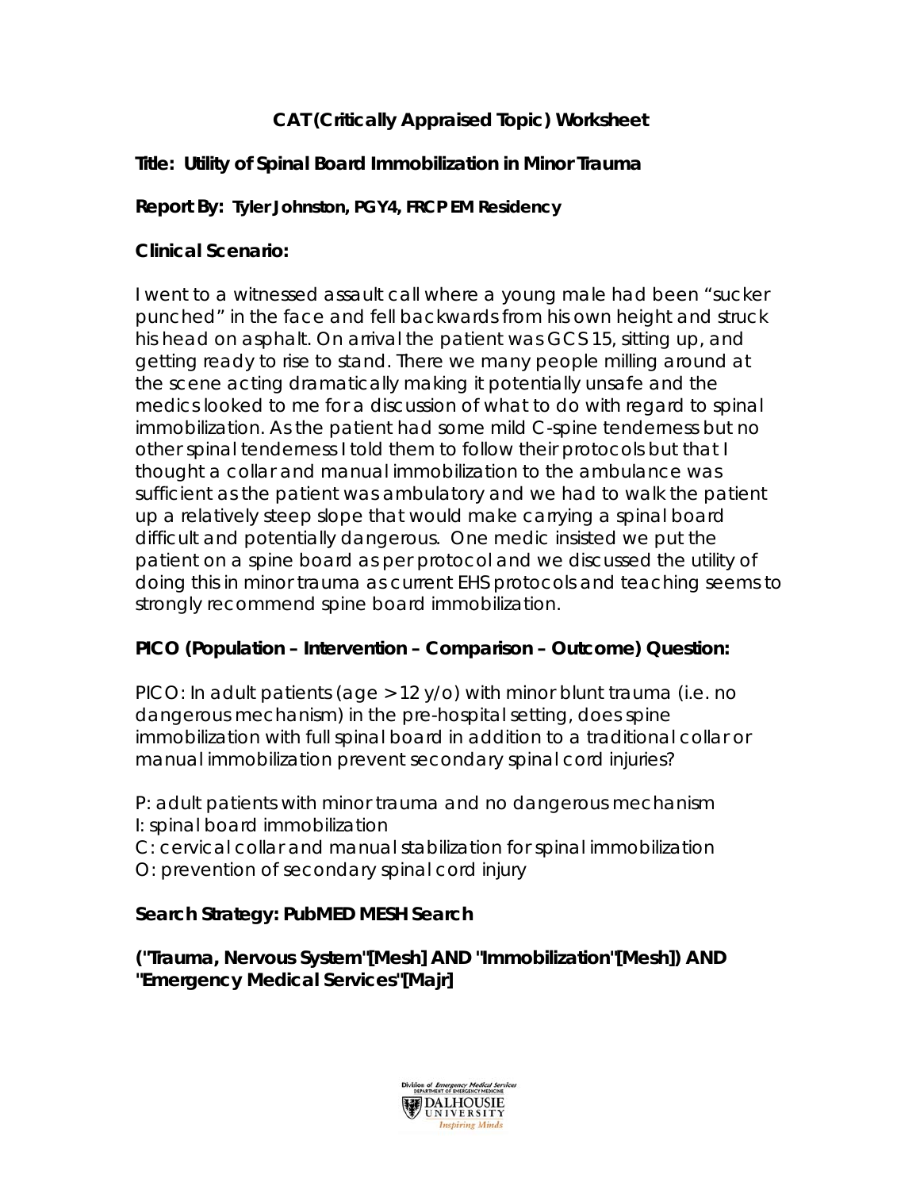# CAT (Critically Appraised Topic) Worksheet

**Title: Utility of Spinal Board Immobilization in Minor Trauma**

**Report By: Tyler Johnston, PGY4, FRCP EM Residency**

## Clinical Scenario:

I went to a witnessed assault call where a young male had been "sucker punched" in the face and fell backwards from his own height and struck his head on asphalt. On arrival the patient was GCS 15, sitting up, and getting ready to rise to stand. There we many people milling around at the scene acting dramatically making it potentially unsafe and the medics looked to me for a discussion of what to do with regard to spinal immobilization. As the patient had some mild C-spine tenderness but no other spinal tenderness I told them to follow their protocols but that I thought a collar and manual immobilization to the ambulance was sufficient as the patient was ambulatory and we had to walk the patient up a relatively steep slope that would make carrying a spinal board difficult and potentially dangerous. One medic insisted we put the patient on a spine board as per protocol and we discussed the utility of doing this in minor trauma as current EHS protocols and teaching seems to strongly recommend spine board immobilization.

## PICO (Population – Intervention – Comparison – Outcome) Question:

PICO: In adult patients (age > 12 y/o) with minor blunt trauma (i.e. no dangerous mechanism) in the pre-hospital setting, does spine immobilization with full spinal board in addition to a traditional collar or manual immobilization prevent secondary spinal cord injuries?

P: adult patients with minor trauma and no dangerous mechanism
I: spinal board immobilization
C: cervical collar and manual stabilization for spinal immobilization
O: prevention of secondary spinal cord injury

## Search Strategy: PubMED MESH Search

**("Trauma, Nervous System"[Mesh] AND "Immobilization"[Mesh]) AND "Emergency Medical Services"[Majr]**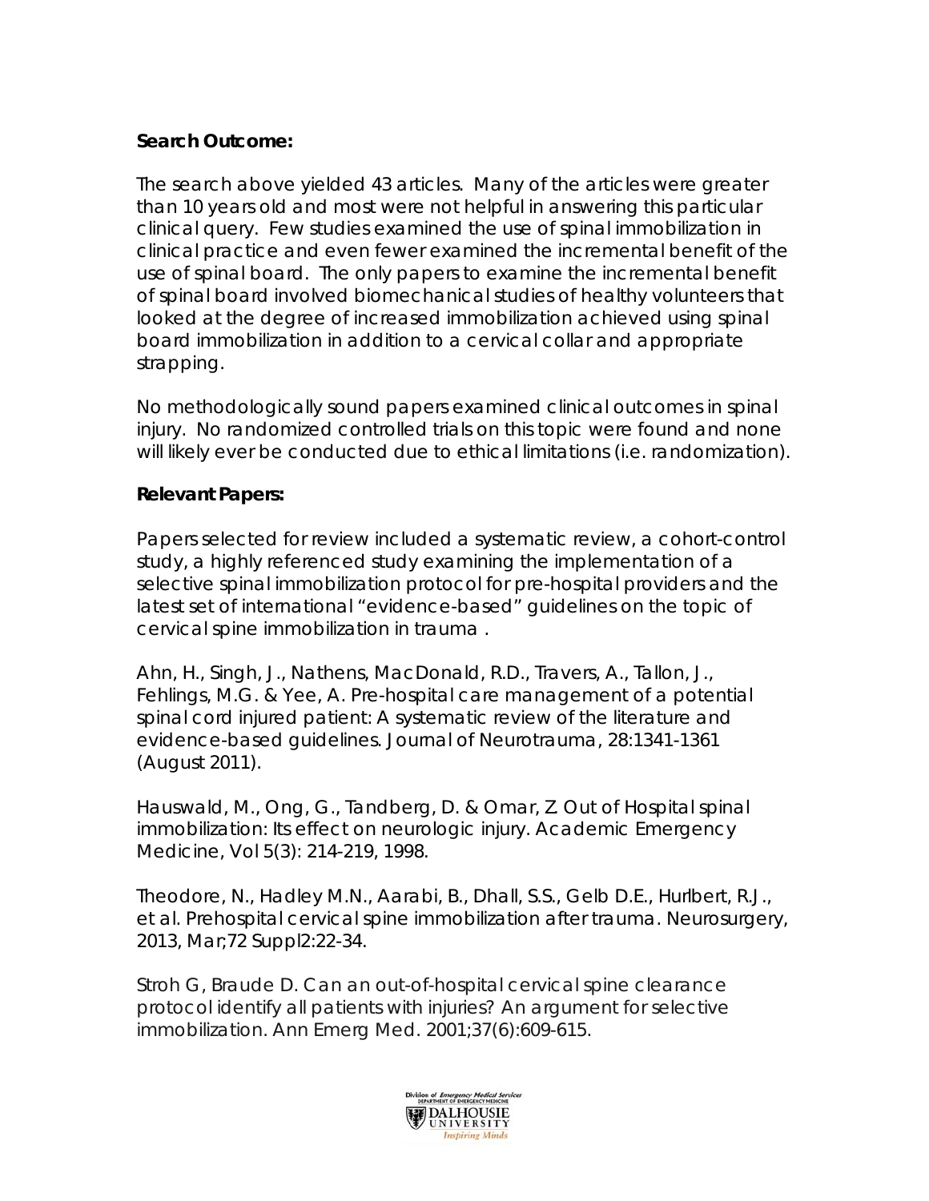**Search Outcome:**

The search above yielded 43 articles. Many of the articles were greater than 10 years old and most were not helpful in answering this particular clinical query. Few studies examined the use of spinal immobilization in clinical practice and even fewer examined the incremental benefit of the use of spinal board. The only papers to examine the incremental benefit of spinal board involved biomechanical studies of healthy volunteers that looked at the degree of increased immobilization achieved using spinal board immobilization in addition to a cervical collar and appropriate strapping.

No methodologically sound papers examined clinical outcomes in spinal injury. No randomized controlled trials on this topic were found and none will likely ever be conducted due to ethical limitations (i.e. randomization).

**Relevant Papers:**

Papers selected for review included a systematic review, a cohort-control study, a highly referenced study examining the implementation of a selective spinal immobilization protocol for pre-hospital providers and the latest set of international "evidence-based" guidelines on the topic of cervical spine immobilization in trauma .

Ahn, H., Singh, J., Nathens, MacDonald, R.D., Travers, A., Tallon, J., Fehlings, M.G. & Yee, A. Pre-hospital care management of a potential spinal cord injured patient: A systematic review of the literature and evidence-based guidelines. Journal of Neurotrauma, 28:1341-1361 (August 2011).

Hauswald, M., Ong, G., Tandberg, D. & Omar, Z. Out of Hospital spinal immobilization: Its effect on neurologic injury. Academic Emergency Medicine, Vol 5(3): 214-219, 1998.

Theodore, N., Hadley M.N., Aarabi, B., Dhall, S.S., Gelb D.E., Hurlbert, R.J., et al. Prehospital cervical spine immobilization after trauma. Neurosurgery, 2013, Mar;72 Suppl2:22-34.

Stroh G, Braude D. Can an out-of-hospital cervical spine clearance protocol identify all patients with injuries? An argument for selective immobilization. Ann Emerg Med. 2001;37(6):609-615.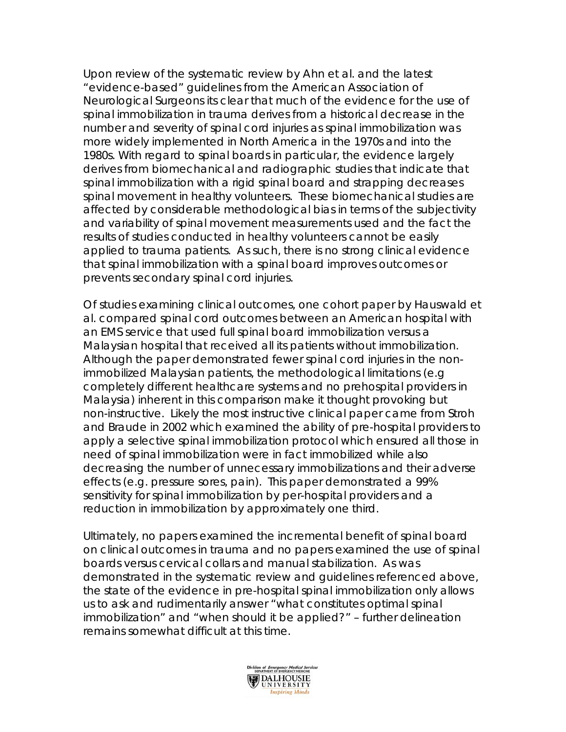Upon review of the systematic review by Ahn et al. and the latest "evidence-based" guidelines from the American Association of Neurological Surgeons its clear that much of the evidence for the use of spinal immobilization in trauma derives from a historical decrease in the number and severity of spinal cord injuries as spinal immobilization was more widely implemented in North America in the 1970s and into the 1980s. With regard to spinal boards in particular, the evidence largely derives from biomechanical and radiographic studies that indicate that spinal immobilization with a rigid spinal board and strapping decreases spinal movement in healthy volunteers. These biomechanical studies are affected by considerable methodological bias in terms of the subjectivity and variability of spinal movement measurements used and the fact the results of studies conducted in healthy volunteers cannot be easily applied to trauma patients. As such, there is no strong clinical evidence that spinal immobilization with a spinal board improves outcomes or prevents secondary spinal cord injuries.

Of studies examining clinical outcomes, one cohort paper by Hauswald et al. compared spinal cord outcomes between an American hospital with an EMS service that used full spinal board immobilization versus a Malaysian hospital that received all its patients without immobilization. Although the paper demonstrated fewer spinal cord injuries in the non-immobilized Malaysian patients, the methodological limitations (e.g completely different healthcare systems and no prehospital providers in Malaysia) inherent in this comparison make it thought provoking but non-instructive. Likely the most instructive clinical paper came from Stroh and Braude in 2002 which examined the ability of pre-hospital providers to apply a selective spinal immobilization protocol which ensured all those in need of spinal immobilization were in fact immobilized while also decreasing the number of unnecessary immobilizations and their adverse effects (e.g. pressure sores, pain). This paper demonstrated a 99% sensitivity for spinal immobilization by per-hospital providers and a reduction in immobilization by approximately one third.

Ultimately, no papers examined the incremental benefit of spinal board on clinical outcomes in trauma and no papers examined the use of spinal boards versus cervical collars and manual stabilization. As was demonstrated in the systematic review and guidelines referenced above, the state of the evidence in pre-hospital spinal immobilization only allows us to ask and rudimentarily answer "what constitutes optimal spinal immobilization" and "when should it be applied?" – further delineation remains somewhat difficult at this time.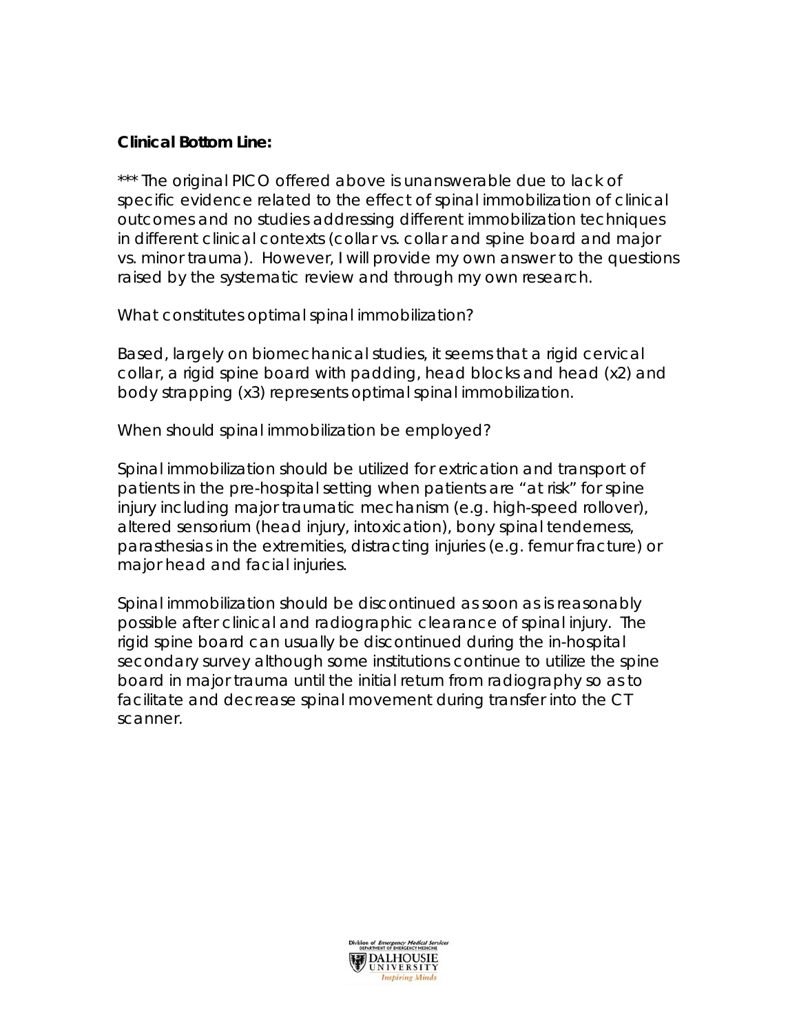**Clinical Bottom Line:**

*** The original PICO offered above is unanswerable due to lack of specific evidence related to the effect of spinal immobilization of clinical outcomes and no studies addressing different immobilization techniques in different clinical contexts (collar vs. collar and spine board and major vs. minor trauma). However, I will provide my own answer to the questions raised by the systematic review and through my own research.

What constitutes optimal spinal immobilization?

Based, largely on biomechanical studies, it seems that a rigid cervical collar, a rigid spine board with padding, head blocks and head (x2) and body strapping (x3) represents optimal spinal immobilization.

When should spinal immobilization be employed?

Spinal immobilization should be utilized for extrication and transport of patients in the pre-hospital setting when patients are "at risk" for spine injury including major traumatic mechanism (e.g. high-speed rollover), altered sensorium (head injury, intoxication), bony spinal tenderness, parasthesias in the extremities, distracting injuries (e.g. femur fracture) or major head and facial injuries.

Spinal immobilization should be discontinued as soon as is reasonably possible after clinical and radiographic clearance of spinal injury. The rigid spine board can usually be discontinued during the in-hospital secondary survey although some institutions continue to utilize the spine board in major trauma until the initial return from radiography so as to facilitate and decrease spinal movement during transfer into the CT scanner.